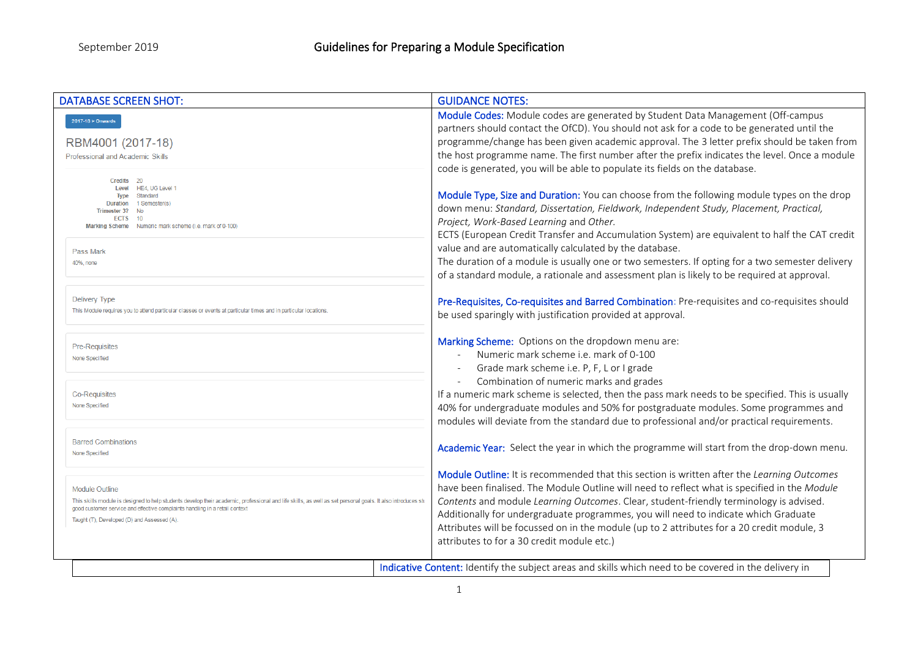# Guidelines for Preparing a Module Specification

September 2019

| DATABASE SCREEN SHOT: | GUIDANCE NOTES: |
| --- | --- |
| 2017-18 > Onwards<br><br>RBM4001 (2017-18)<br>Professional and Academic Skills<br><br>Credits 20<br>Level HE4, UG Level 1<br>Type Standard<br>Duration 1 Semester(s)<br>Trimester 3? No<br>ECTS 10<br>Marking Scheme Numeric mark scheme (i.e. mark of 0-100)<br><br>Pass Mark<br>40%, none<br><br>Delivery Type<br>This Module requires you to attend particular classes or events at particular times and in particular locations.<br><br>Pre-Requisites<br>None Specified<br><br>Co-Requisites<br>None Specified<br><br>Barred Combinations<br>None Specified<br><br>Module Outline<br>This skills module is designed to help students develop their academic, professional and life skills, as well as set personal goals. It also introduces stu... good customer service and effective complaints handling in a retail context<br>Taught (T), Developed (D) and Assessed (A). | **Module Codes:** Module codes are generated by Student Data Management (Off-campus partners should contact the OfCD). You should not ask for a code to be generated until the programme/change has been given academic approval. The 3 letter prefix should be taken from the host programme name. The first number after the prefix indicates the level. Once a module code is generated, you will be able to populate its fields on the database.<br><br>**Module Type, Size and Duration:** You can choose from the following module types on the drop down menu: *Standard, Dissertation, Fieldwork, Independent Study, Placement, Practical, Project, Work-Based Learning* and *Other.*<br>ECTS (European Credit Transfer and Accumulation System) are equivalent to half the CAT credit value and are automatically calculated by the database.<br>The duration of a module is usually one or two semesters. If opting for a two semester delivery of a standard module, a rationale and assessment plan is likely to be required at approval.<br><br>**Pre-Requisites, Co-requisites and Barred Combination:** Pre-requisites and co-requisites should be used sparingly with justification provided at approval.<br><br>**Marking Scheme:** Options on the dropdown menu are:<br>- Numeric mark scheme i.e. mark of 0-100<br>- Grade mark scheme i.e. P, F, L or I grade<br>- Combination of numeric marks and grades<br><br>If a numeric mark scheme is selected, then the pass mark needs to be specified. This is usually 40% for undergraduate modules and 50% for postgraduate modules. Some programmes and modules will deviate from the standard due to professional and/or practical requirements.<br><br>**Academic Year:** Select the year in which the programme will start from the drop-down menu.<br><br>**Module Outline:** It is recommended that this section is written after the *Learning Outcomes* have been finalised. The Module Outline will need to reflect what is specified in the *Module Contents* and module *Learning Outcomes*. Clear, student-friendly terminology is advised. Additionally for undergraduate programmes, you will need to indicate which Graduate Attributes will be focussed on in the module (up to 2 attributes for a 20 credit module, 3 attributes to for a 30 credit module etc.) |
| | **Indicative Content:** Identify the subject areas and skills which need to be covered in the delivery in |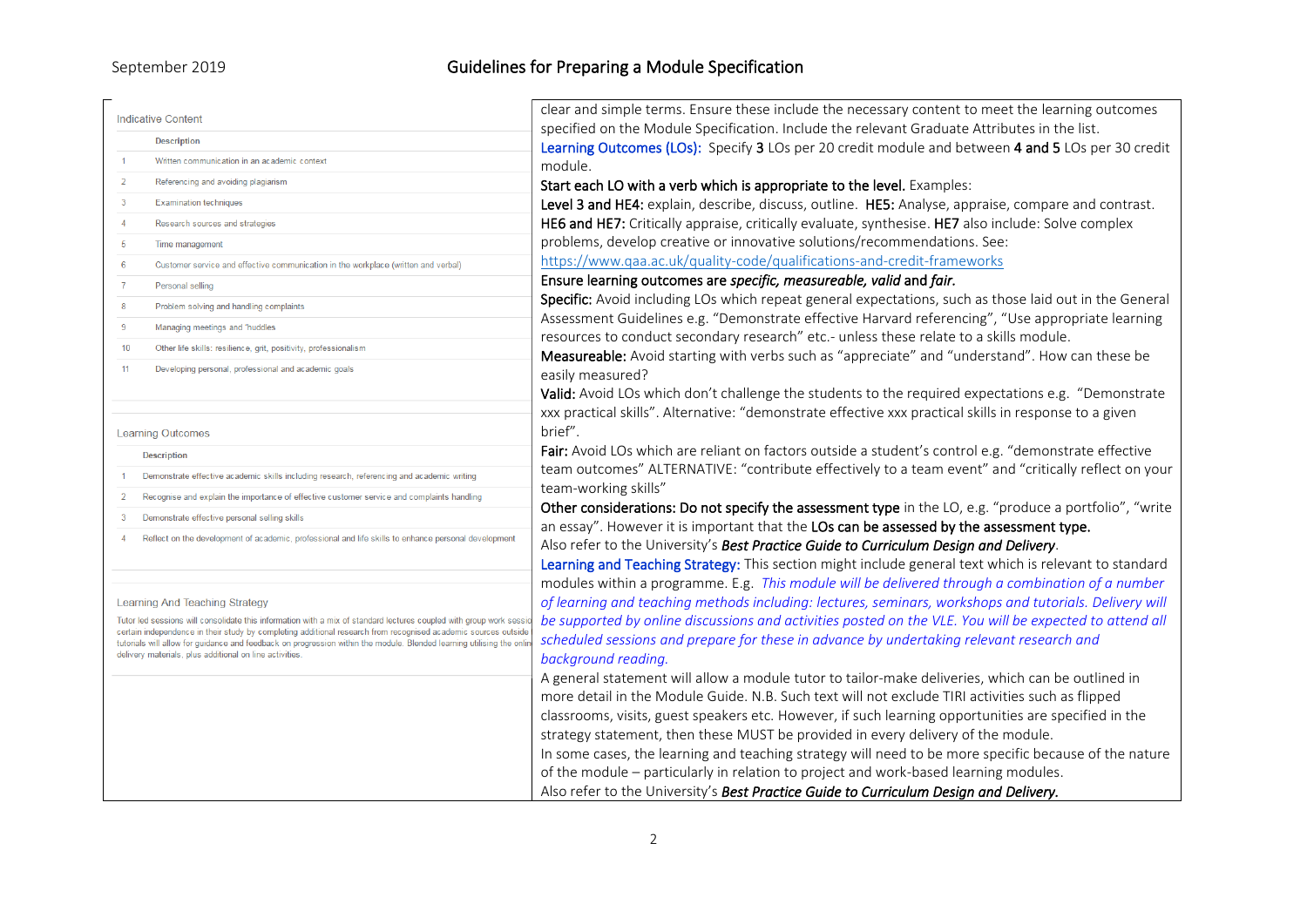| | |
|---|---|
| **Indicative Content**<br><br>1. Written communication in an academic context<br>2. Referencing and avoiding plagiarism<br>3. Examination techniques<br>4. Research sources and strategies<br>5. Time management<br>6. Customer service and effective communication in the workplace (written and verbal)<br>7. Personal selling<br>8. Problem solving and handling complaints<br>9. Managing meetings and 'huddles<br>10. Other life skills: resilience, grit, positivity, professionalism<br>11. Developing personal, professional and academic goals<br><br>**Learning Outcomes**<br><br>1. Demonstrate effective academic skills including research, referencing and academic writing<br>2. Recognise and explain the importance of effective customer service and complaints handling<br>3. Demonstrate effective personal selling skills<br>4. Reflect on the development of academic, professional and life skills to enhance personal development<br><br>**Learning And Teaching Strategy**<br><br>Tutor led sessions will consolidate this information with a mix of standard lectures coupled with group work sessio certain independence in their study by completing additional research from recognised academic sources outside tutorials will allow for guidance and feedback on progression within the module. Blended learning utilising the onlin delivery materials, plus additional on line activities. | clear and simple terms. Ensure these include the necessary content to meet the learning outcomes specified on the Module Specification. Include the relevant Graduate Attributes in the list.<br><br>Learning Outcomes (LOs): Specify **3** LOs per 20 credit module and between **4 and 5** LOs per 30 credit module.<br><br>**Start each LO with a verb which is appropriate to the level.** Examples:<br>**Level 3 and HE4:** explain, describe, discuss, outline. **HE5:** Analyse, appraise, compare and contrast. **HE6 and HE7:** Critically appraise, critically evaluate, synthesise. **HE7** also include: Solve complex problems, develop creative or innovative solutions/recommendations. See: https://www.qaa.ac.uk/quality-code/qualifications-and-credit-frameworks<br><br>**Ensure learning outcomes are *specific, measureable, valid* and *fair.***<br>**Specific:** Avoid including LOs which repeat general expectations, such as those laid out in the General Assessment Guidelines e.g. "Demonstrate effective Harvard referencing", "Use appropriate learning resources to conduct secondary research" etc.- unless these relate to a skills module.<br>**Measureable:** Avoid starting with verbs such as "appreciate" and "understand". How can these be easily measured?<br>**Valid:** Avoid LOs which don't challenge the students to the required expectations e.g. "Demonstrate xxx practical skills". Alternative: "demonstrate effective xxx practical skills in response to a given brief".<br>**Fair:** Avoid LOs which are reliant on factors outside a student's control e.g. "demonstrate effective team outcomes" ALTERNATIVE: "contribute effectively to a team event" and "critically reflect on your team-working skills"<br>**Other considerations: Do not specify the assessment type** in the LO, e.g. "produce a portfolio", "write an essay". However it is important that the **LOs can be assessed by the assessment type.**<br>Also refer to the University's ***Best Practice Guide to Curriculum Design and Delivery***.<br><br>Learning and Teaching Strategy: This section might include general text which is relevant to standard modules within a programme. E.g. *This module will be delivered through a combination of a number of learning and teaching methods including: lectures, seminars, workshops and tutorials. Delivery will be supported by online discussions and activities posted on the VLE. You will be expected to attend all scheduled sessions and prepare for these in advance by undertaking relevant research and background reading.*<br>A general statement will allow a module tutor to tailor-make deliveries, which can be outlined in more detail in the Module Guide. N.B. Such text will not exclude TIRI activities such as flipped classrooms, visits, guest speakers etc. However, if such learning opportunities are specified in the strategy statement, then these MUST be provided in every delivery of the module.<br>In some cases, the learning and teaching strategy will need to be more specific because of the nature of the module – particularly in relation to project and work-based learning modules.<br>Also refer to the University's ***Best Practice Guide to Curriculum Design and Delivery.*** |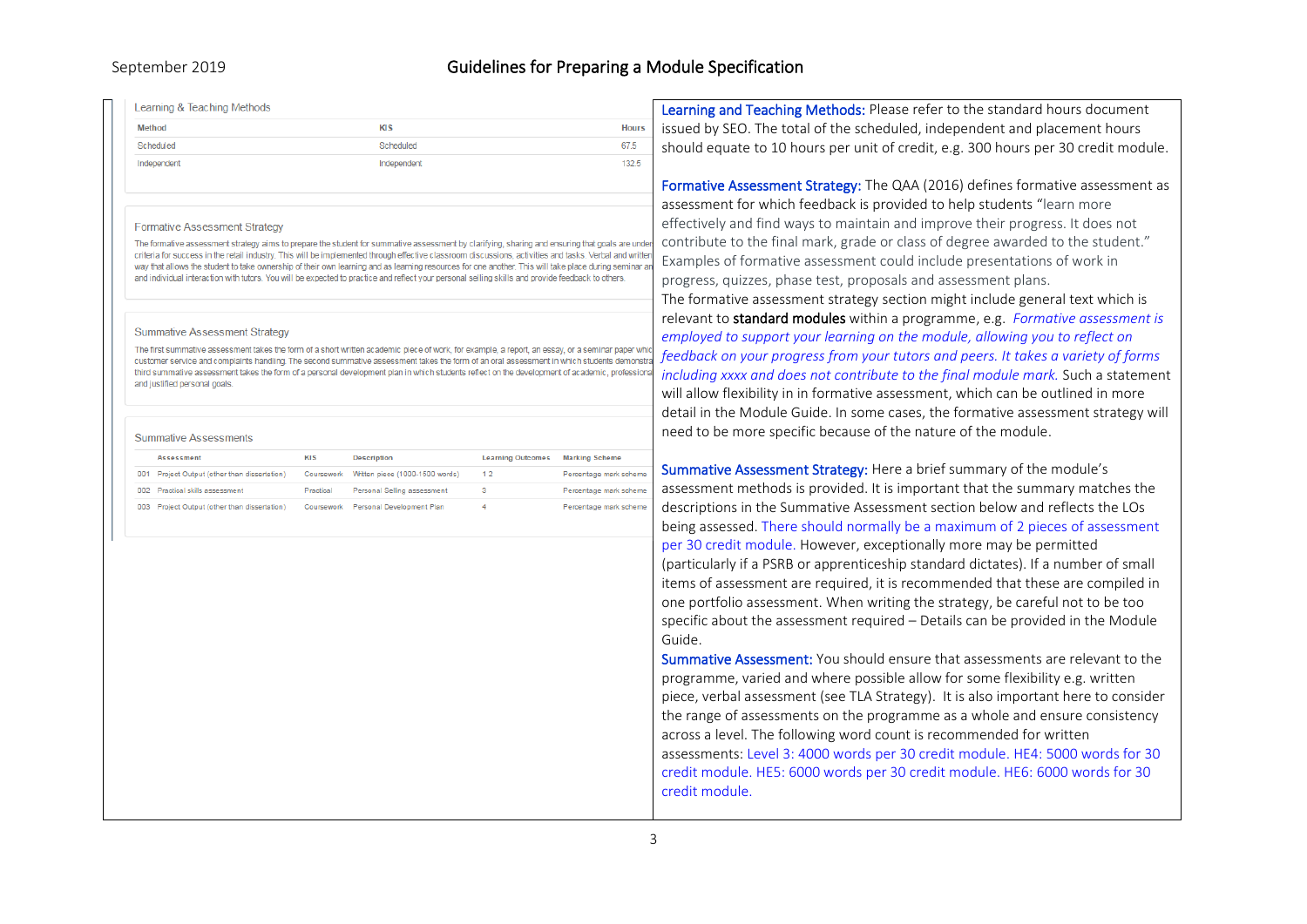### Learning & Teaching Methods

| Method | KIS | Hours |
| --- | --- | --- |
| Scheduled | Scheduled | 67.5 |
| Independent | Independent | 132.5 |

### Formative Assessment Strategy

The formative assessment strategy aims to prepare the student for summative assessment by clarifying, sharing and ensuring that goals are under criteria for success in the retail industry. This will be implemented through effective classroom discussions, activities and tasks. Verbal and written way that allows the student to take ownership of their own learning and as learning resources for one another. This will take place during seminar an and individual interaction with tutors. You will be expected to practice and reflect your personal selling skills and provide feedback to others.

### Summative Assessment Strategy

The first summative assessment takes the form of a short written academic piece of work, for example, a report, an essay, or a seminar paper whic customer service and complaints handling. The second summative assessment takes the form of an oral assessment in which students demonstra third summative assessment takes the form of a personal development plan in which students reflect on the development of academic, professiona and justified personal goals.

### Summative Assessments

| | Assessment | KIS | Description | Learning Outcomes | Marking Scheme |
| --- | --- | --- | --- | --- | --- |
| 001 | Project Output (other than dissertation) | Coursework | Written piece (1000-1500 words) | 1 2 | Percentage mark scheme |
| 002 | Practical skills assessment | Practical | Personal Selling assessment | 3 | Percentage mark scheme |
| 003 | Project Output (other than dissertation) | Coursework | Personal Development Plan | 4 | Percentage mark scheme |

**Learning and Teaching Methods:** Please refer to the standard hours document issued by SEO. The total of the scheduled, independent and placement hours should equate to 10 hours per unit of credit, e.g. 300 hours per 30 credit module.

**Formative Assessment Strategy:** The QAA (2016) defines formative assessment as assessment for which feedback is provided to help students "learn more effectively and find ways to maintain and improve their progress. It does not contribute to the final mark, grade or class of degree awarded to the student." Examples of formative assessment could include presentations of work in progress, quizzes, phase test, proposals and assessment plans.
The formative assessment strategy section might include general text which is relevant to **standard modules** within a programme, e.g. *Formative assessment is employed to support your learning on the module, allowing you to reflect on feedback on your progress from your tutors and peers. It takes a variety of forms including xxxx and does not contribute to the final module mark.* Such a statement will allow flexibility in in formative assessment, which can be outlined in more detail in the Module Guide. In some cases, the formative assessment strategy will need to be more specific because of the nature of the module.

**Summative Assessment Strategy:** Here a brief summary of the module's assessment methods is provided. It is important that the summary matches the descriptions in the Summative Assessment section below and reflects the LOs being assessed. There should normally be a maximum of 2 pieces of assessment per 30 credit module. However, exceptionally more may be permitted (particularly if a PSRB or apprenticeship standard dictates). If a number of small items of assessment are required, it is recommended that these are compiled in one portfolio assessment. When writing the strategy, be careful not to be too specific about the assessment required – Details can be provided in the Module Guide.

**Summative Assessment:** You should ensure that assessments are relevant to the programme, varied and where possible allow for some flexibility e.g. written piece, verbal assessment (see TLA Strategy). It is also important here to consider the range of assessments on the programme as a whole and ensure consistency across a level. The following word count is recommended for written assessments: Level 3: 4000 words per 30 credit module. HE4: 5000 words for 30 credit module. HE5: 6000 words per 30 credit module. HE6: 6000 words for 30 credit module.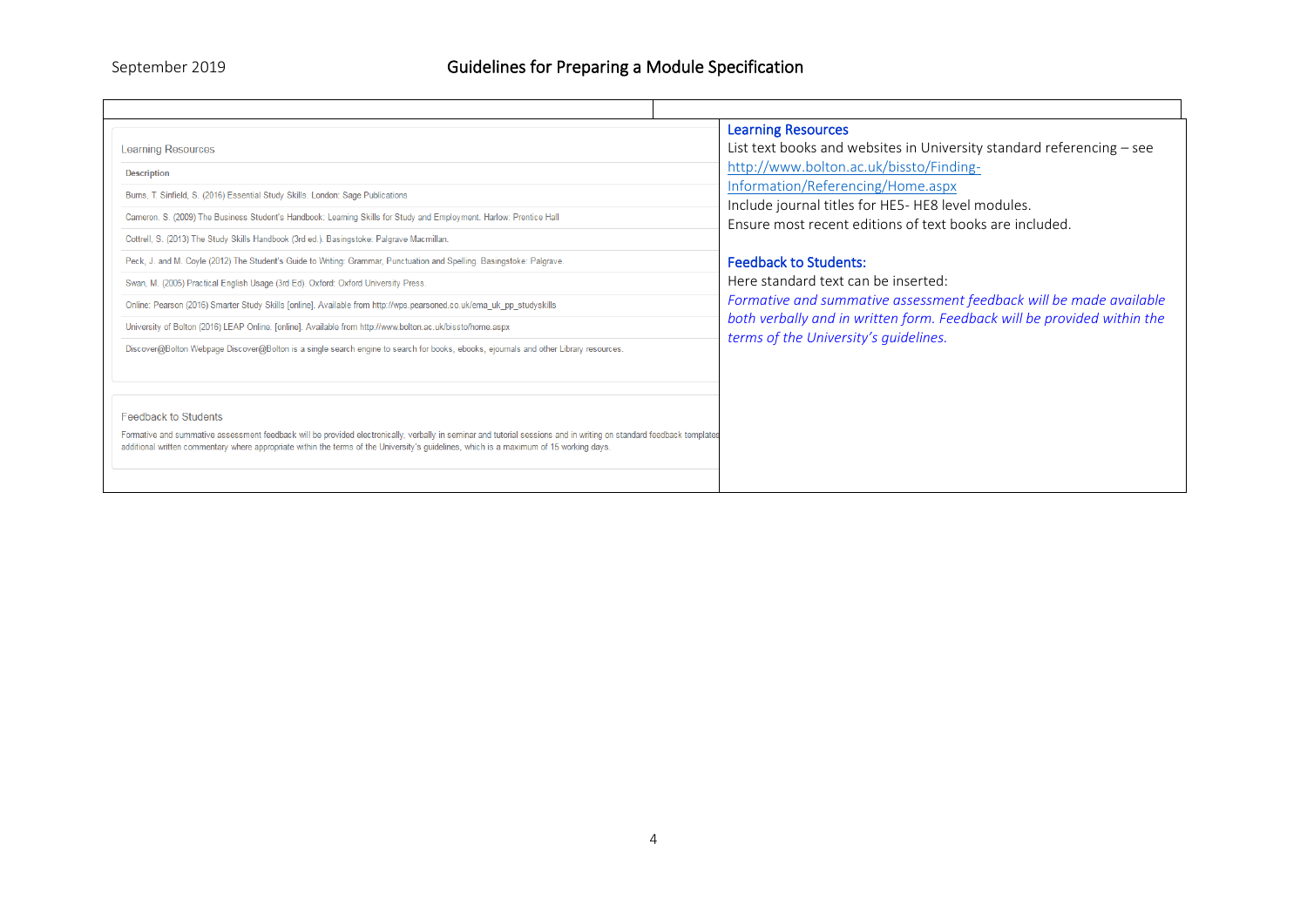| | |
|---|---|
| Learning Resources<br><br>**Description**<br><br>Burns, T. Sinfield, S. (2016) Essential Study Skills. London: Sage Publications<br><br>Cameron, S. (2009) The Business Student's Handbook: Learning Skills for Study and Employment. Harlow: Prentice Hall<br><br>Cottrell, S. (2013) The Study Skills Handbook (3rd ed.). Basingstoke: Palgrave Macmillan.<br><br>Peck, J. and M. Coyle (2012) The Student's Guide to Writing: Grammar, Punctuation and Spelling. Basingstoke: Palgrave.<br><br>Swan, M. (2005) Practical English Usage (3rd Ed). Oxford: Oxford University Press.<br><br>Online: Pearson (2016) Smarter Study Skills [online]. Available from http://wps.pearsoned.co.uk/ema_uk_pp_studyskills<br><br>University of Bolton (2016) LEAP Online. [online]. Available from http://www.bolton.ac.uk/bissto/home.aspx<br><br>Discover@Bolton Webpage Discover@Bolton is a single search engine to search for books, ebooks, ejournals and other Library resources.<br><br>Feedback to Students<br><br>Formative and summative assessment feedback will be provided electronically, verbally in seminar and tutorial sessions and in writing on standard feedback templates additional written commentary where appropriate within the terms of the University's guidelines, which is a maximum of 15 working days. | **Learning Resources**<br>List text books and websites in University standard referencing – see http://www.bolton.ac.uk/bissto/Finding-Information/Referencing/Home.aspx<br>Include journal titles for HE5- HE8 level modules.<br>Ensure most recent editions of text books are included.<br><br>**Feedback to Students:**<br>Here standard text can be inserted:<br>*Formative and summative assessment feedback will be made available both verbally and in written form. Feedback will be provided within the terms of the University's guidelines.* |